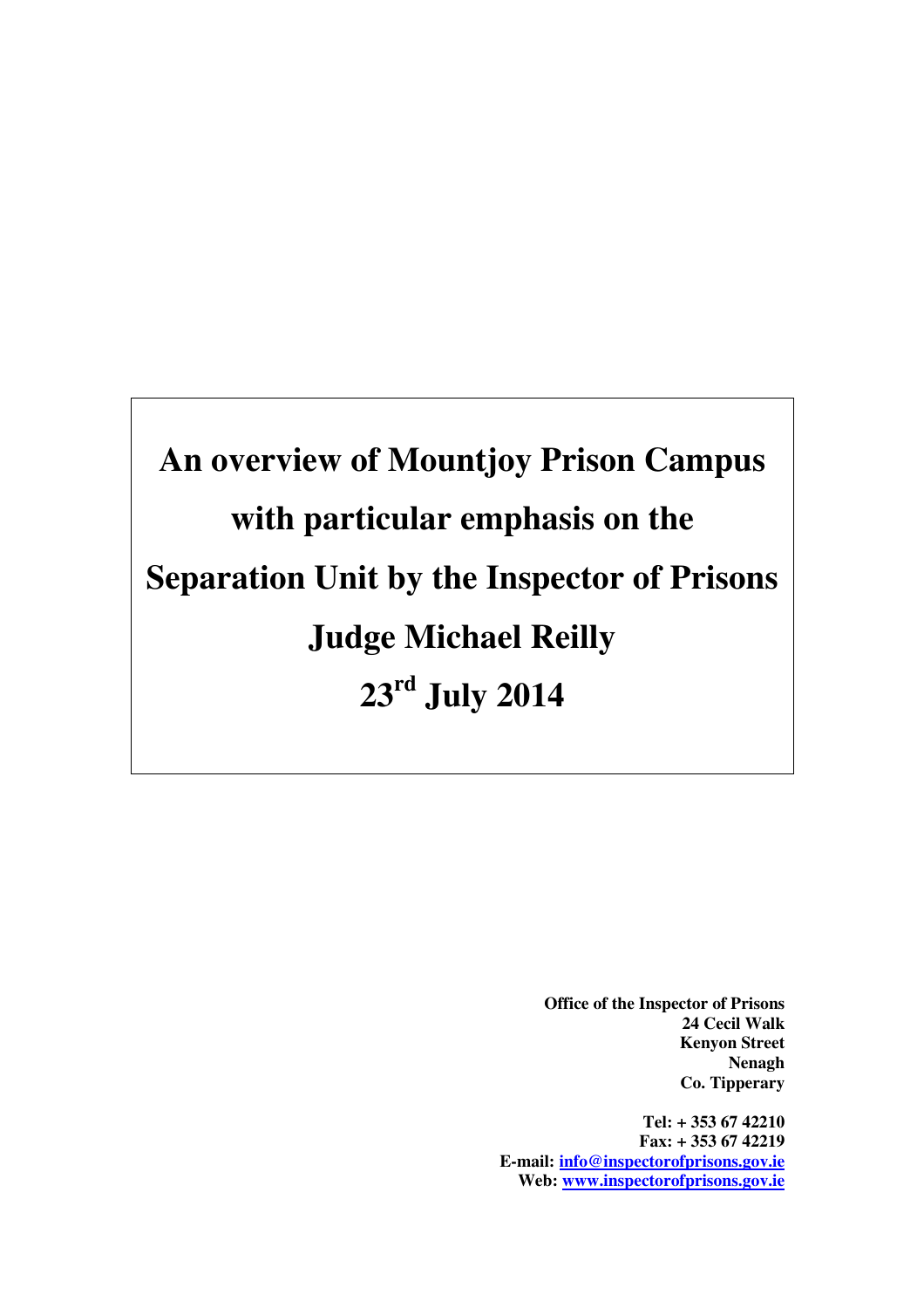# An overview of Mountjoy Prison Campus with particular emphasis on the Separation Unit by the Inspector of Prisons Judge Michael Reilly

# 23rd July 2014

**Office of the Inspector of Prisons**
**24 Cecil Walk**
**Kenyon Street**
**Nenagh**
**Co. Tipperary**

**Tel: + 353 67 42210**
**Fax: + 353 67 42219**
**E-mail: info@inspectorofprisons.gov.ie**
**Web: www.inspectorofprisons.gov.ie**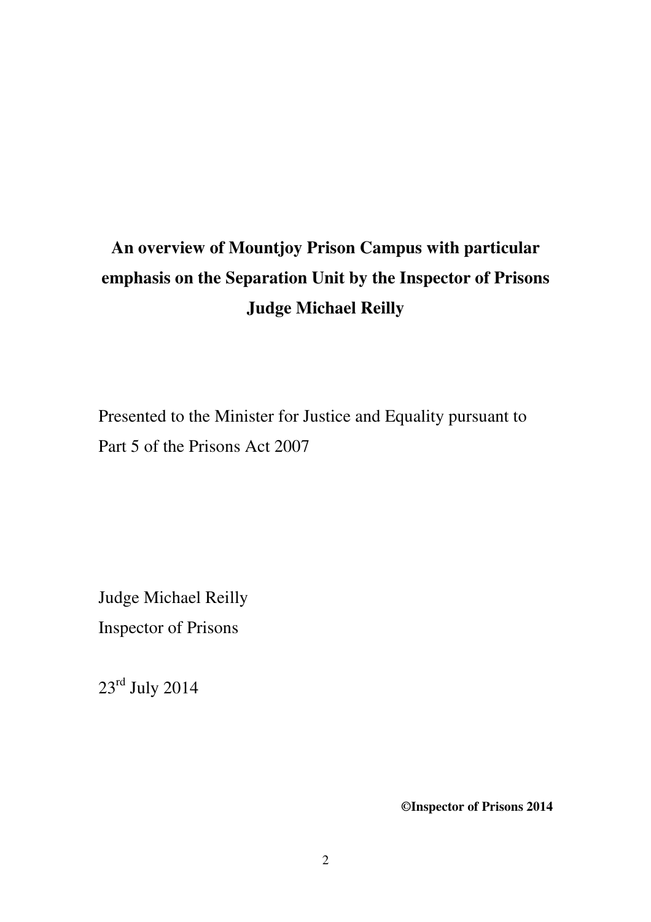# An overview of Mountjoy Prison Campus with particular emphasis on the Separation Unit by the Inspector of Prisons Judge Michael Reilly

Presented to the Minister for Justice and Equality pursuant to Part 5 of the Prisons Act 2007

Judge Michael Reilly
Inspector of Prisons

23rd July 2014

**©Inspector of Prisons 2014**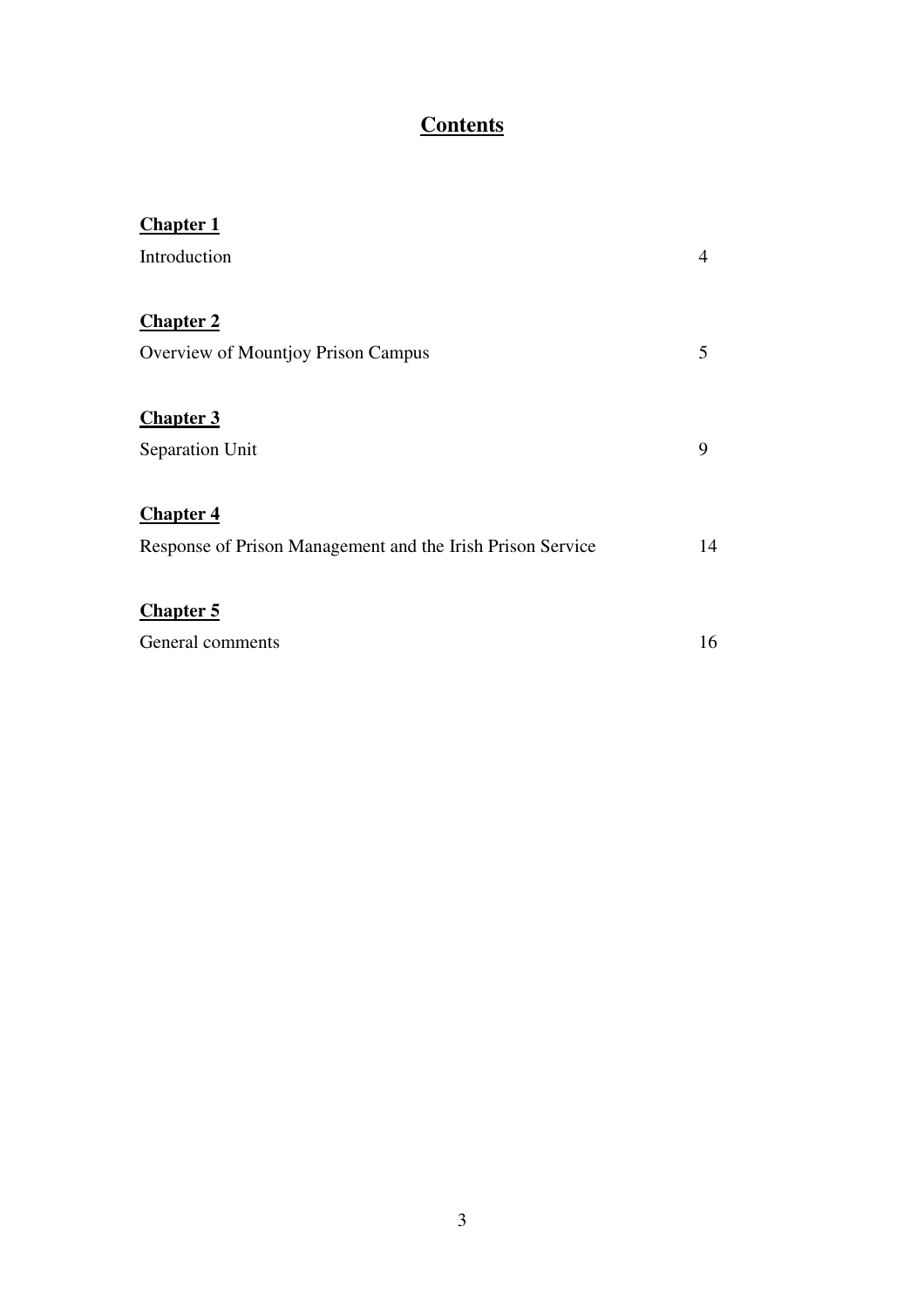# Contents

**Chapter 1**

Introduction 4

**Chapter 2**

Overview of Mountjoy Prison Campus 5

**Chapter 3**

Separation Unit 9

**Chapter 4**

Response of Prison Management and the Irish Prison Service 14

**Chapter 5**

General comments 16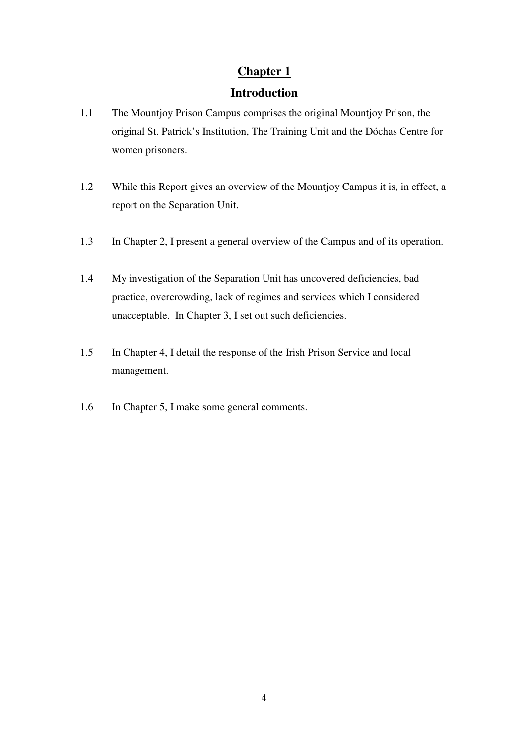# Chapter 1

## Introduction

1.1 The Mountjoy Prison Campus comprises the original Mountjoy Prison, the original St. Patrick's Institution, The Training Unit and the Dóchas Centre for women prisoners.

1.2 While this Report gives an overview of the Mountjoy Campus it is, in effect, a report on the Separation Unit.

1.3 In Chapter 2, I present a general overview of the Campus and of its operation.

1.4 My investigation of the Separation Unit has uncovered deficiencies, bad practice, overcrowding, lack of regimes and services which I considered unacceptable. In Chapter 3, I set out such deficiencies.

1.5 In Chapter 4, I detail the response of the Irish Prison Service and local management.

1.6 In Chapter 5, I make some general comments.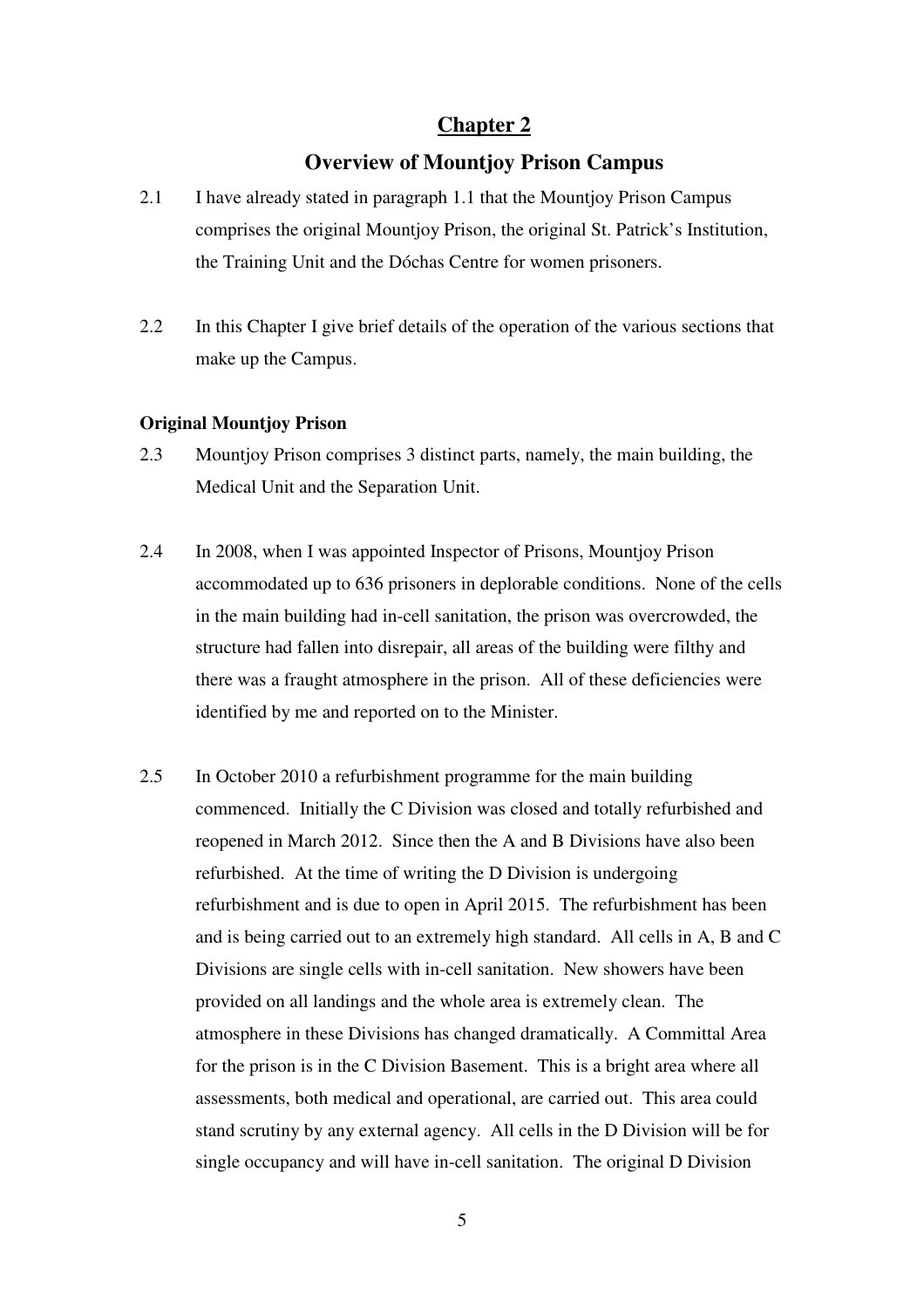# Chapter 2

## Overview of Mountjoy Prison Campus

2.1 I have already stated in paragraph 1.1 that the Mountjoy Prison Campus comprises the original Mountjoy Prison, the original St. Patrick's Institution, the Training Unit and the Dóchas Centre for women prisoners.

2.2 In this Chapter I give brief details of the operation of the various sections that make up the Campus.

**Original Mountjoy Prison**

2.3 Mountjoy Prison comprises 3 distinct parts, namely, the main building, the Medical Unit and the Separation Unit.

2.4 In 2008, when I was appointed Inspector of Prisons, Mountjoy Prison accommodated up to 636 prisoners in deplorable conditions. None of the cells in the main building had in-cell sanitation, the prison was overcrowded, the structure had fallen into disrepair, all areas of the building were filthy and there was a fraught atmosphere in the prison. All of these deficiencies were identified by me and reported on to the Minister.

2.5 In October 2010 a refurbishment programme for the main building commenced. Initially the C Division was closed and totally refurbished and reopened in March 2012. Since then the A and B Divisions have also been refurbished. At the time of writing the D Division is undergoing refurbishment and is due to open in April 2015. The refurbishment has been and is being carried out to an extremely high standard. All cells in A, B and C Divisions are single cells with in-cell sanitation. New showers have been provided on all landings and the whole area is extremely clean. The atmosphere in these Divisions has changed dramatically. A Committal Area for the prison is in the C Division Basement. This is a bright area where all assessments, both medical and operational, are carried out. This area could stand scrutiny by any external agency. All cells in the D Division will be for single occupancy and will have in-cell sanitation. The original D Division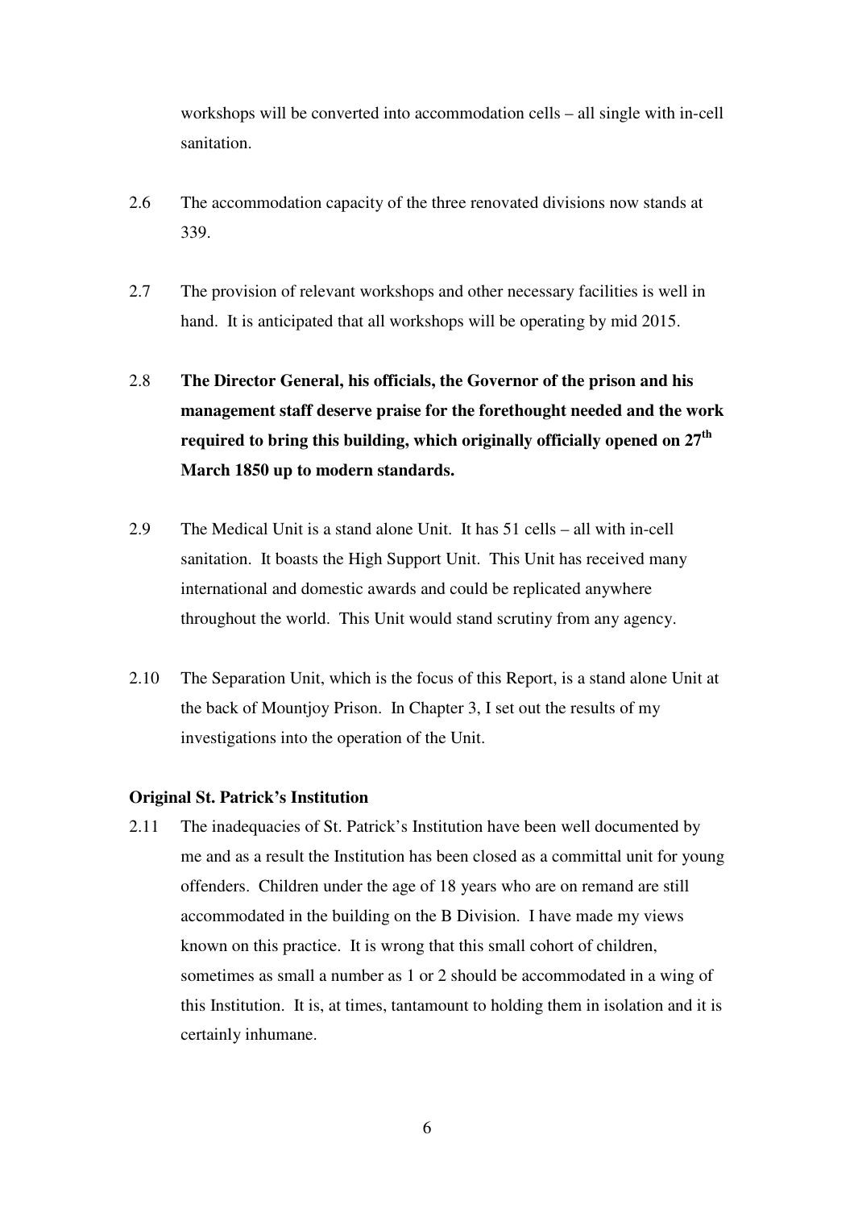workshops will be converted into accommodation cells – all single with in-cell sanitation.

2.6 The accommodation capacity of the three renovated divisions now stands at 339.

2.7 The provision of relevant workshops and other necessary facilities is well in hand. It is anticipated that all workshops will be operating by mid 2015.

2.8 **The Director General, his officials, the Governor of the prison and his management staff deserve praise for the forethought needed and the work required to bring this building, which originally officially opened on 27th March 1850 up to modern standards.**

2.9 The Medical Unit is a stand alone Unit. It has 51 cells – all with in-cell sanitation. It boasts the High Support Unit. This Unit has received many international and domestic awards and could be replicated anywhere throughout the world. This Unit would stand scrutiny from any agency.

2.10 The Separation Unit, which is the focus of this Report, is a stand alone Unit at the back of Mountjoy Prison. In Chapter 3, I set out the results of my investigations into the operation of the Unit.

**Original St. Patrick's Institution**

2.11 The inadequacies of St. Patrick's Institution have been well documented by me and as a result the Institution has been closed as a committal unit for young offenders. Children under the age of 18 years who are on remand are still accommodated in the building on the B Division. I have made my views known on this practice. It is wrong that this small cohort of children, sometimes as small a number as 1 or 2 should be accommodated in a wing of this Institution. It is, at times, tantamount to holding them in isolation and it is certainly inhumane.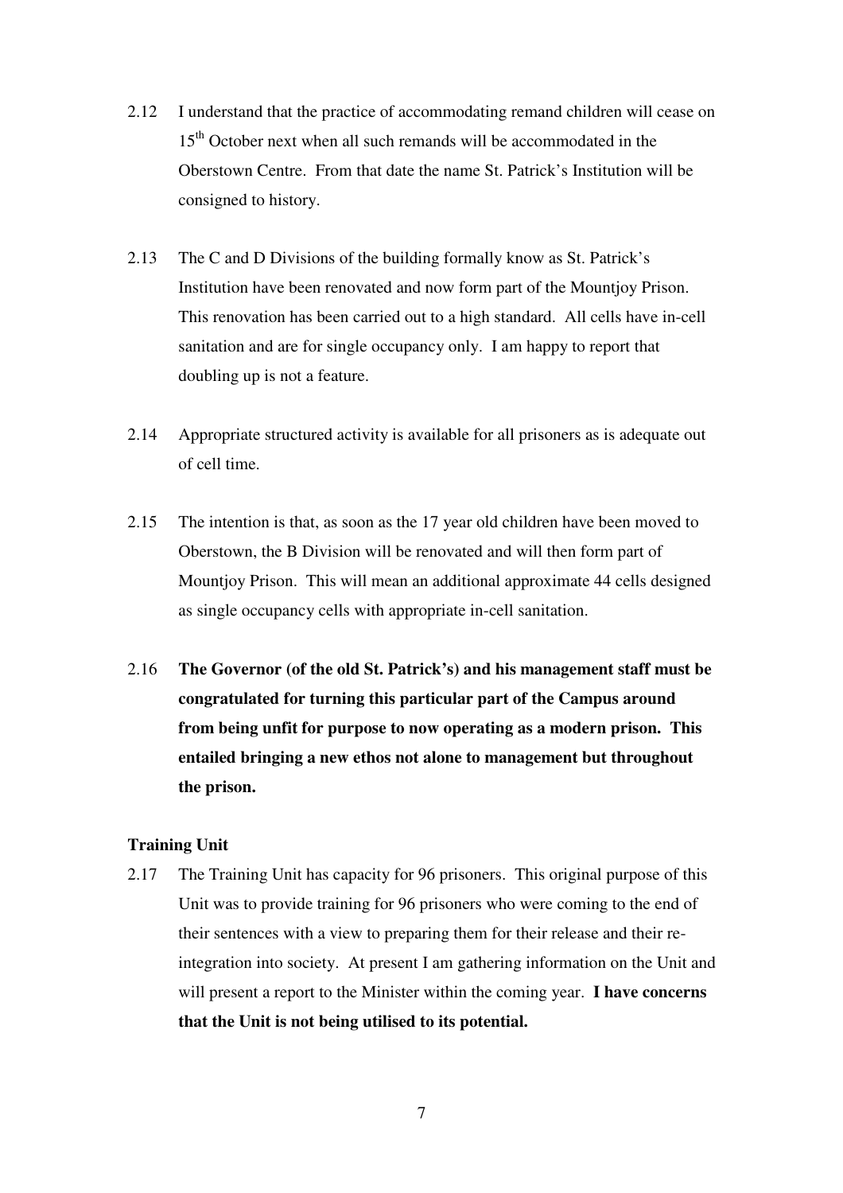2.12 I understand that the practice of accommodating remand children will cease on 15th October next when all such remands will be accommodated in the Oberstown Centre. From that date the name St. Patrick's Institution will be consigned to history.

2.13 The C and D Divisions of the building formally know as St. Patrick's Institution have been renovated and now form part of the Mountjoy Prison. This renovation has been carried out to a high standard. All cells have in-cell sanitation and are for single occupancy only. I am happy to report that doubling up is not a feature.

2.14 Appropriate structured activity is available for all prisoners as is adequate out of cell time.

2.15 The intention is that, as soon as the 17 year old children have been moved to Oberstown, the B Division will be renovated and will then form part of Mountjoy Prison. This will mean an additional approximate 44 cells designed as single occupancy cells with appropriate in-cell sanitation.

2.16 **The Governor (of the old St. Patrick's) and his management staff must be congratulated for turning this particular part of the Campus around from being unfit for purpose to now operating as a modern prison. This entailed bringing a new ethos not alone to management but throughout the prison.**

**Training Unit**

2.17 The Training Unit has capacity for 96 prisoners. This original purpose of this Unit was to provide training for 96 prisoners who were coming to the end of their sentences with a view to preparing them for their release and their re-integration into society. At present I am gathering information on the Unit and will present a report to the Minister within the coming year. **I have concerns that the Unit is not being utilised to its potential.**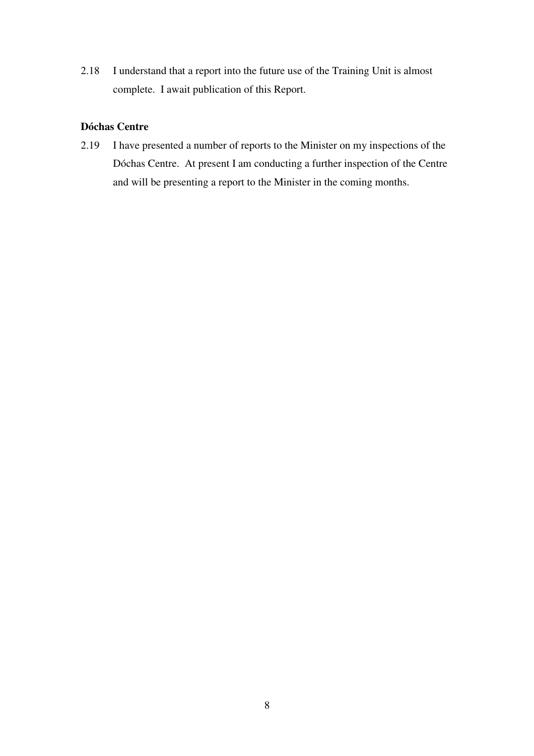2.18 I understand that a report into the future use of the Training Unit is almost complete. I await publication of this Report.

**Dóchas Centre**

2.19 I have presented a number of reports to the Minister on my inspections of the Dóchas Centre. At present I am conducting a further inspection of the Centre and will be presenting a report to the Minister in the coming months.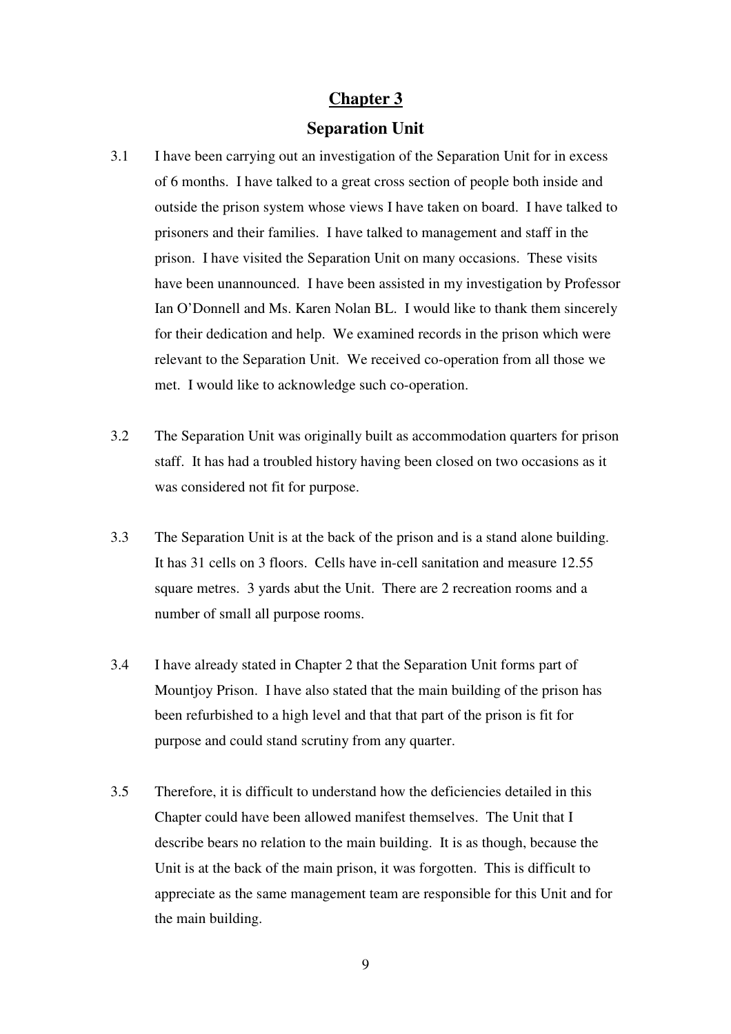# Chapter 3

## Separation Unit

3.1 I have been carrying out an investigation of the Separation Unit for in excess of 6 months. I have talked to a great cross section of people both inside and outside the prison system whose views I have taken on board. I have talked to prisoners and their families. I have talked to management and staff in the prison. I have visited the Separation Unit on many occasions. These visits have been unannounced. I have been assisted in my investigation by Professor Ian O'Donnell and Ms. Karen Nolan BL. I would like to thank them sincerely for their dedication and help. We examined records in the prison which were relevant to the Separation Unit. We received co-operation from all those we met. I would like to acknowledge such co-operation.

3.2 The Separation Unit was originally built as accommodation quarters for prison staff. It has had a troubled history having been closed on two occasions as it was considered not fit for purpose.

3.3 The Separation Unit is at the back of the prison and is a stand alone building. It has 31 cells on 3 floors. Cells have in-cell sanitation and measure 12.55 square metres. 3 yards abut the Unit. There are 2 recreation rooms and a number of small all purpose rooms.

3.4 I have already stated in Chapter 2 that the Separation Unit forms part of Mountjoy Prison. I have also stated that the main building of the prison has been refurbished to a high level and that that part of the prison is fit for purpose and could stand scrutiny from any quarter.

3.5 Therefore, it is difficult to understand how the deficiencies detailed in this Chapter could have been allowed manifest themselves. The Unit that I describe bears no relation to the main building. It is as though, because the Unit is at the back of the main prison, it was forgotten. This is difficult to appreciate as the same management team are responsible for this Unit and for the main building.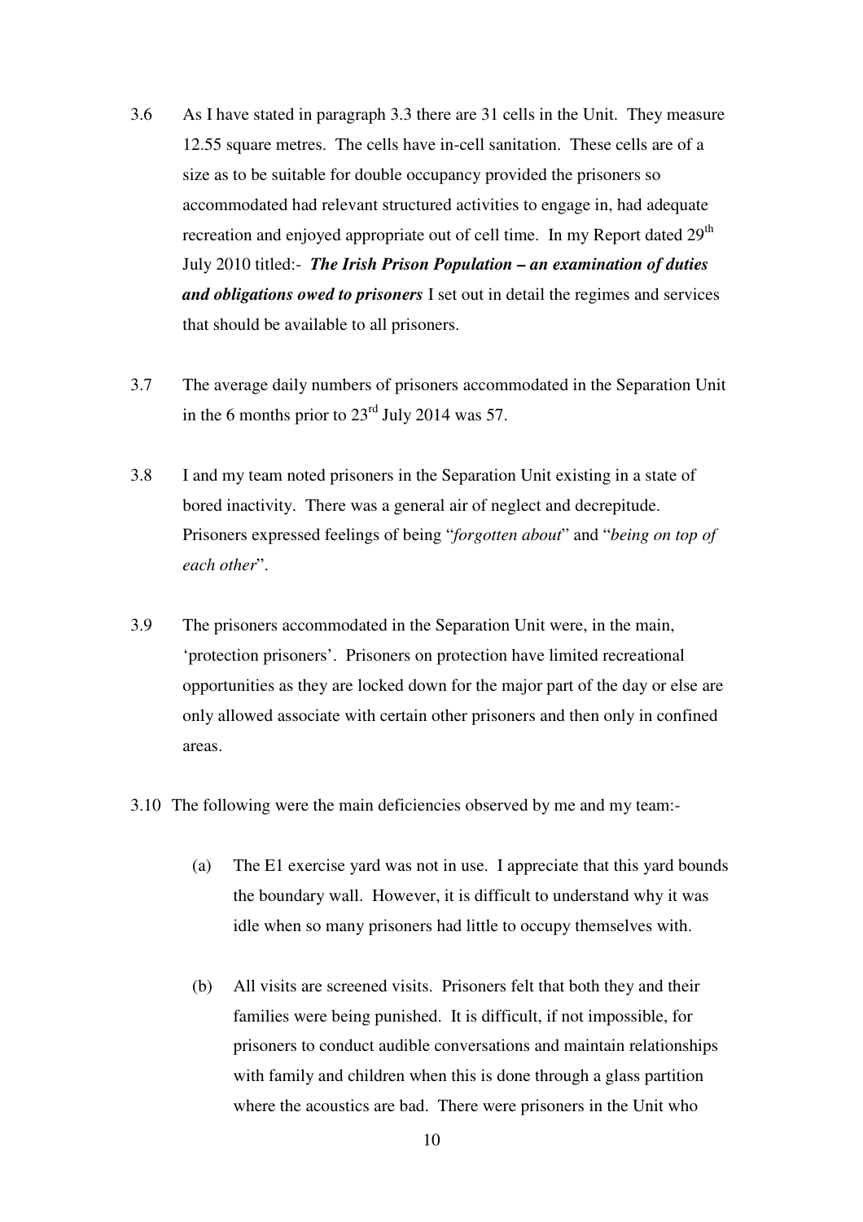3.6 As I have stated in paragraph 3.3 there are 31 cells in the Unit. They measure 12.55 square metres. The cells have in-cell sanitation. These cells are of a size as to be suitable for double occupancy provided the prisoners so accommodated had relevant structured activities to engage in, had adequate recreation and enjoyed appropriate out of cell time. In my Report dated 29th July 2010 titled:- ***The Irish Prison Population – an examination of duties and obligations owed to prisoners*** I set out in detail the regimes and services that should be available to all prisoners.

3.7 The average daily numbers of prisoners accommodated in the Separation Unit in the 6 months prior to 23rd July 2014 was 57.

3.8 I and my team noted prisoners in the Separation Unit existing in a state of bored inactivity. There was a general air of neglect and decrepitude. Prisoners expressed feelings of being "*forgotten about*" and "*being on top of each other*".

3.9 The prisoners accommodated in the Separation Unit were, in the main, 'protection prisoners'. Prisoners on protection have limited recreational opportunities as they are locked down for the major part of the day or else are only allowed associate with certain other prisoners and then only in confined areas.

3.10 The following were the main deficiencies observed by me and my team:-

(a) The E1 exercise yard was not in use. I appreciate that this yard bounds the boundary wall. However, it is difficult to understand why it was idle when so many prisoners had little to occupy themselves with.

(b) All visits are screened visits. Prisoners felt that both they and their families were being punished. It is difficult, if not impossible, for prisoners to conduct audible conversations and maintain relationships with family and children when this is done through a glass partition where the acoustics are bad. There were prisoners in the Unit who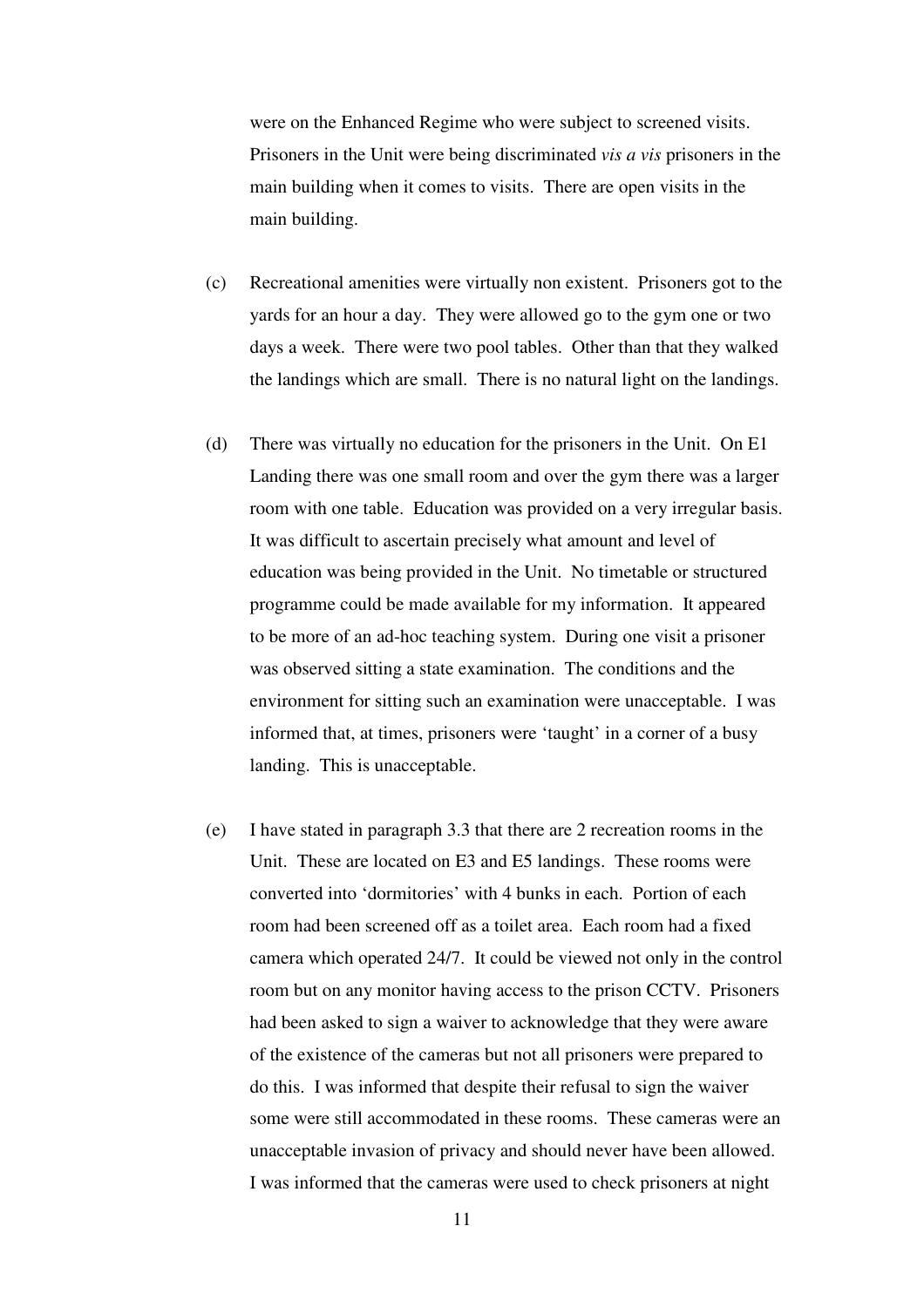were on the Enhanced Regime who were subject to screened visits. Prisoners in the Unit were being discriminated *vis a vis* prisoners in the main building when it comes to visits. There are open visits in the main building.

(c) Recreational amenities were virtually non existent. Prisoners got to the yards for an hour a day. They were allowed go to the gym one or two days a week. There were two pool tables. Other than that they walked the landings which are small. There is no natural light on the landings.

(d) There was virtually no education for the prisoners in the Unit. On E1 Landing there was one small room and over the gym there was a larger room with one table. Education was provided on a very irregular basis. It was difficult to ascertain precisely what amount and level of education was being provided in the Unit. No timetable or structured programme could be made available for my information. It appeared to be more of an ad-hoc teaching system. During one visit a prisoner was observed sitting a state examination. The conditions and the environment for sitting such an examination were unacceptable. I was informed that, at times, prisoners were 'taught' in a corner of a busy landing. This is unacceptable.

(e) I have stated in paragraph 3.3 that there are 2 recreation rooms in the Unit. These are located on E3 and E5 landings. These rooms were converted into 'dormitories' with 4 bunks in each. Portion of each room had been screened off as a toilet area. Each room had a fixed camera which operated 24/7. It could be viewed not only in the control room but on any monitor having access to the prison CCTV. Prisoners had been asked to sign a waiver to acknowledge that they were aware of the existence of the cameras but not all prisoners were prepared to do this. I was informed that despite their refusal to sign the waiver some were still accommodated in these rooms. These cameras were an unacceptable invasion of privacy and should never have been allowed. I was informed that the cameras were used to check prisoners at night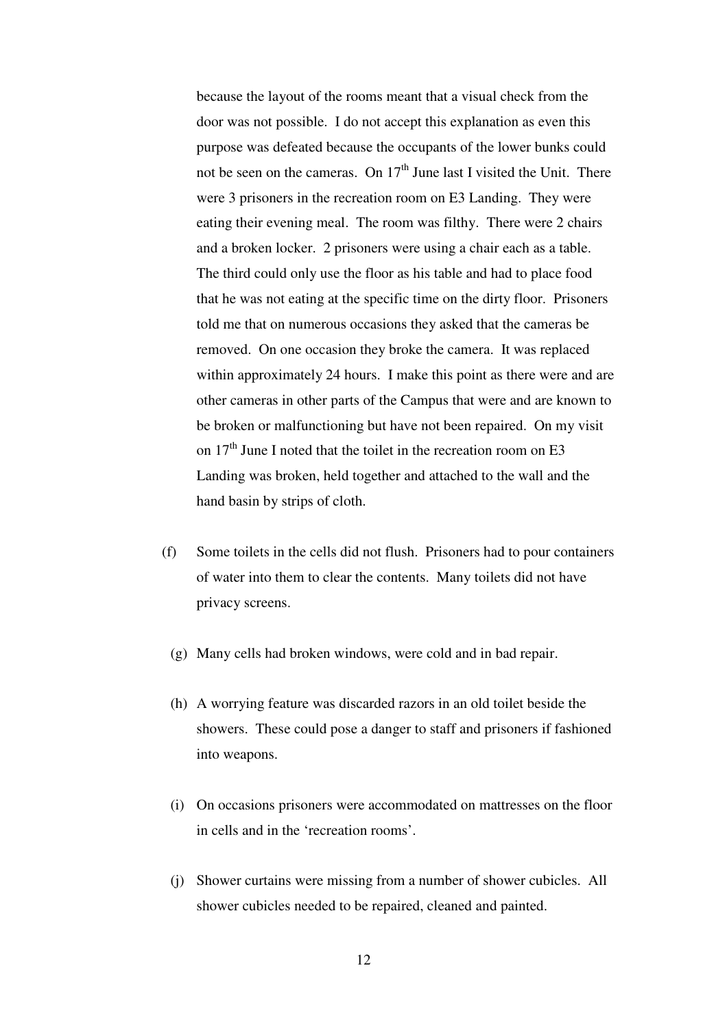because the layout of the rooms meant that a visual check from the door was not possible. I do not accept this explanation as even this purpose was defeated because the occupants of the lower bunks could not be seen on the cameras. On 17th June last I visited the Unit. There were 3 prisoners in the recreation room on E3 Landing. They were eating their evening meal. The room was filthy. There were 2 chairs and a broken locker. 2 prisoners were using a chair each as a table. The third could only use the floor as his table and had to place food that he was not eating at the specific time on the dirty floor. Prisoners told me that on numerous occasions they asked that the cameras be removed. On one occasion they broke the camera. It was replaced within approximately 24 hours. I make this point as there were and are other cameras in other parts of the Campus that were and are known to be broken or malfunctioning but have not been repaired. On my visit on 17th June I noted that the toilet in the recreation room on E3 Landing was broken, held together and attached to the wall and the hand basin by strips of cloth.

(f) Some toilets in the cells did not flush. Prisoners had to pour containers of water into them to clear the contents. Many toilets did not have privacy screens.

(g) Many cells had broken windows, were cold and in bad repair.

(h) A worrying feature was discarded razors in an old toilet beside the showers. These could pose a danger to staff and prisoners if fashioned into weapons.

(i) On occasions prisoners were accommodated on mattresses on the floor in cells and in the 'recreation rooms'.

(j) Shower curtains were missing from a number of shower cubicles. All shower cubicles needed to be repaired, cleaned and painted.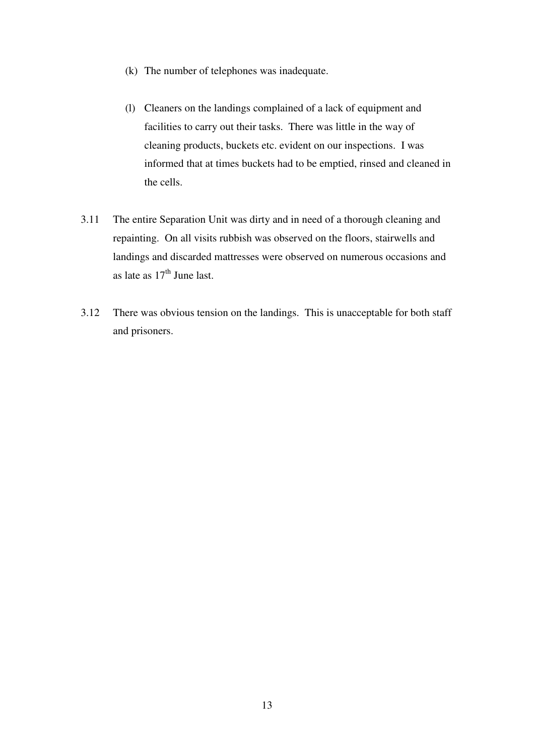(k) The number of telephones was inadequate.

(l) Cleaners on the landings complained of a lack of equipment and facilities to carry out their tasks. There was little in the way of cleaning products, buckets etc. evident on our inspections. I was informed that at times buckets had to be emptied, rinsed and cleaned in the cells.

3.11 The entire Separation Unit was dirty and in need of a thorough cleaning and repainting. On all visits rubbish was observed on the floors, stairwells and landings and discarded mattresses were observed on numerous occasions and as late as 17th June last.

3.12 There was obvious tension on the landings. This is unacceptable for both staff and prisoners.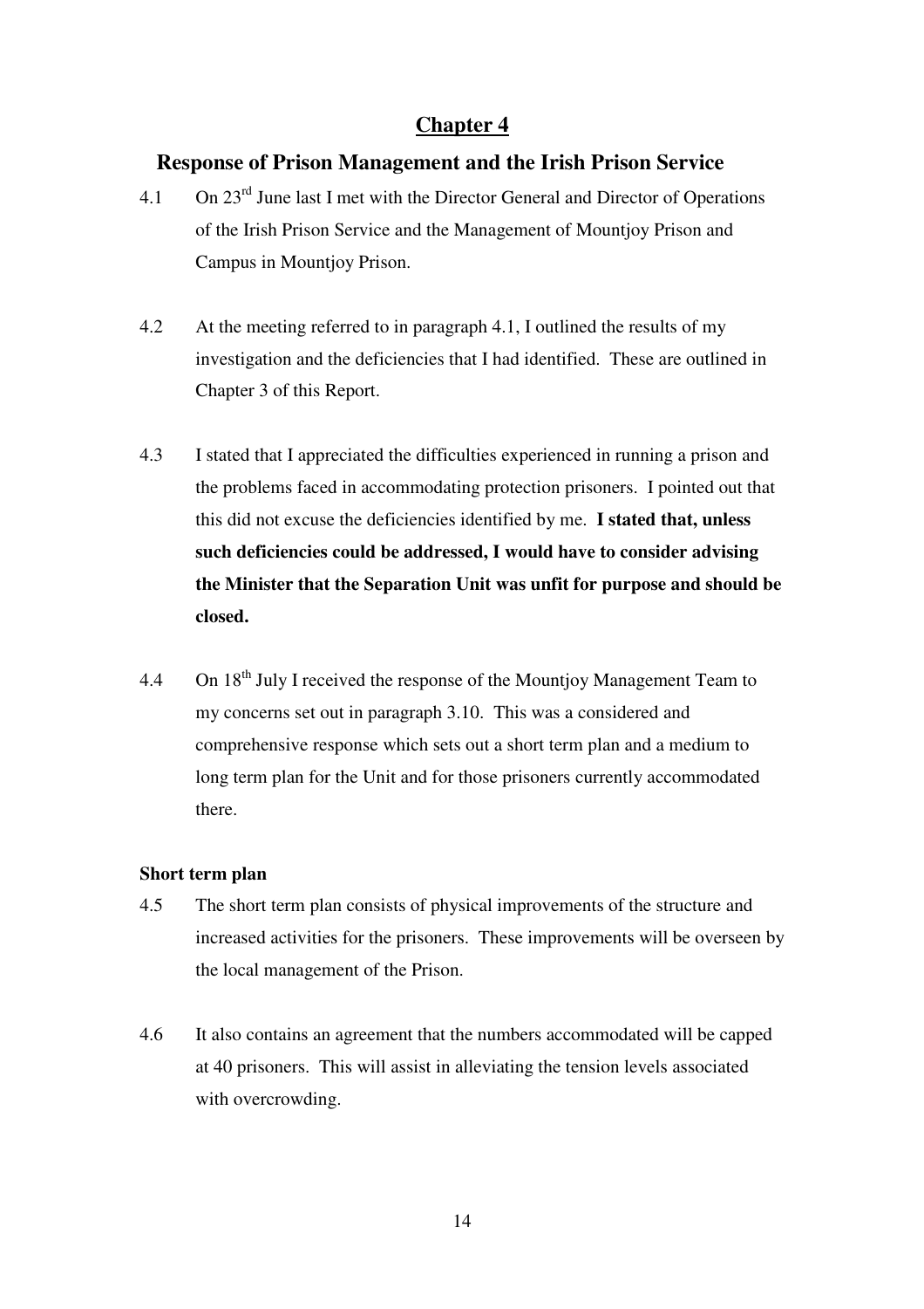# Chapter 4

## Response of Prison Management and the Irish Prison Service

4.1 On 23rd June last I met with the Director General and Director of Operations of the Irish Prison Service and the Management of Mountjoy Prison and Campus in Mountjoy Prison.

4.2 At the meeting referred to in paragraph 4.1, I outlined the results of my investigation and the deficiencies that I had identified. These are outlined in Chapter 3 of this Report.

4.3 I stated that I appreciated the difficulties experienced in running a prison and the problems faced in accommodating protection prisoners. I pointed out that this did not excuse the deficiencies identified by me. **I stated that, unless such deficiencies could be addressed, I would have to consider advising the Minister that the Separation Unit was unfit for purpose and should be closed.**

4.4 On 18th July I received the response of the Mountjoy Management Team to my concerns set out in paragraph 3.10. This was a considered and comprehensive response which sets out a short term plan and a medium to long term plan for the Unit and for those prisoners currently accommodated there.

**Short term plan**

4.5 The short term plan consists of physical improvements of the structure and increased activities for the prisoners. These improvements will be overseen by the local management of the Prison.

4.6 It also contains an agreement that the numbers accommodated will be capped at 40 prisoners. This will assist in alleviating the tension levels associated with overcrowding.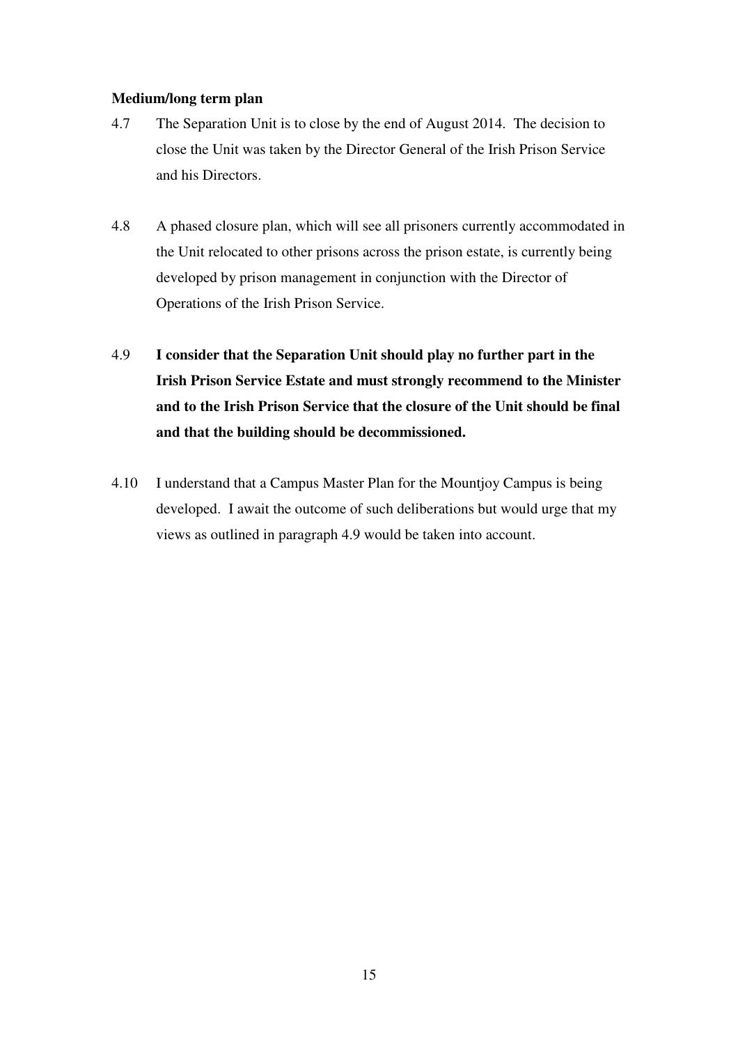**Medium/long term plan**

4.7 The Separation Unit is to close by the end of August 2014. The decision to close the Unit was taken by the Director General of the Irish Prison Service and his Directors.

4.8 A phased closure plan, which will see all prisoners currently accommodated in the Unit relocated to other prisons across the prison estate, is currently being developed by prison management in conjunction with the Director of Operations of the Irish Prison Service.

4.9 **I consider that the Separation Unit should play no further part in the Irish Prison Service Estate and must strongly recommend to the Minister and to the Irish Prison Service that the closure of the Unit should be final and that the building should be decommissioned.**

4.10 I understand that a Campus Master Plan for the Mountjoy Campus is being developed. I await the outcome of such deliberations but would urge that my views as outlined in paragraph 4.9 would be taken into account.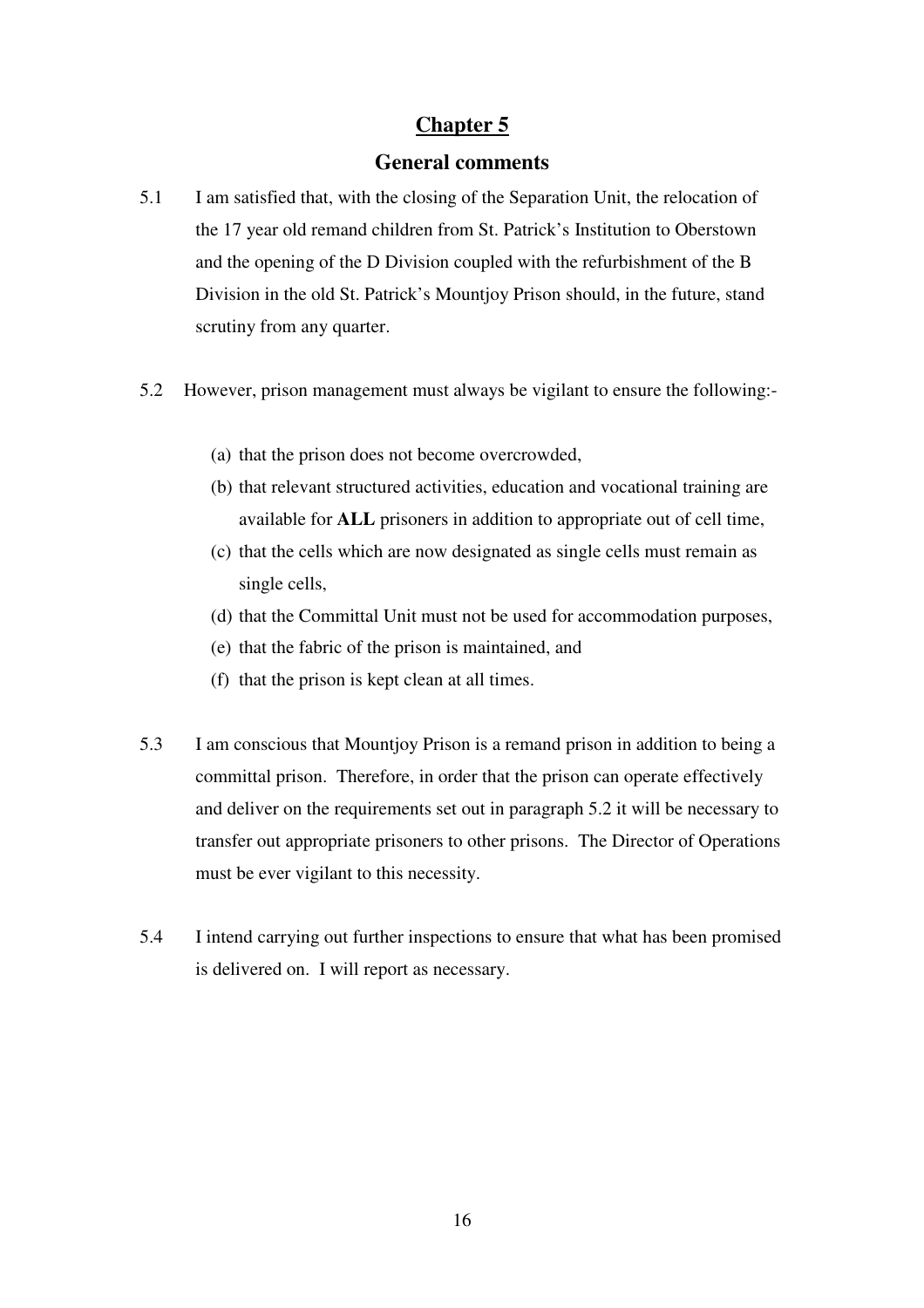## Chapter 5

## General comments

5.1 I am satisfied that, with the closing of the Separation Unit, the relocation of the 17 year old remand children from St. Patrick's Institution to Oberstown and the opening of the D Division coupled with the refurbishment of the B Division in the old St. Patrick's Mountjoy Prison should, in the future, stand scrutiny from any quarter.

5.2 However, prison management must always be vigilant to ensure the following:-

(a) that the prison does not become overcrowded,
(b) that relevant structured activities, education and vocational training are available for **ALL** prisoners in addition to appropriate out of cell time,
(c) that the cells which are now designated as single cells must remain as single cells,
(d) that the Committal Unit must not be used for accommodation purposes,
(e) that the fabric of the prison is maintained, and
(f) that the prison is kept clean at all times.

5.3 I am conscious that Mountjoy Prison is a remand prison in addition to being a committal prison. Therefore, in order that the prison can operate effectively and deliver on the requirements set out in paragraph 5.2 it will be necessary to transfer out appropriate prisoners to other prisons. The Director of Operations must be ever vigilant to this necessity.

5.4 I intend carrying out further inspections to ensure that what has been promised is delivered on. I will report as necessary.